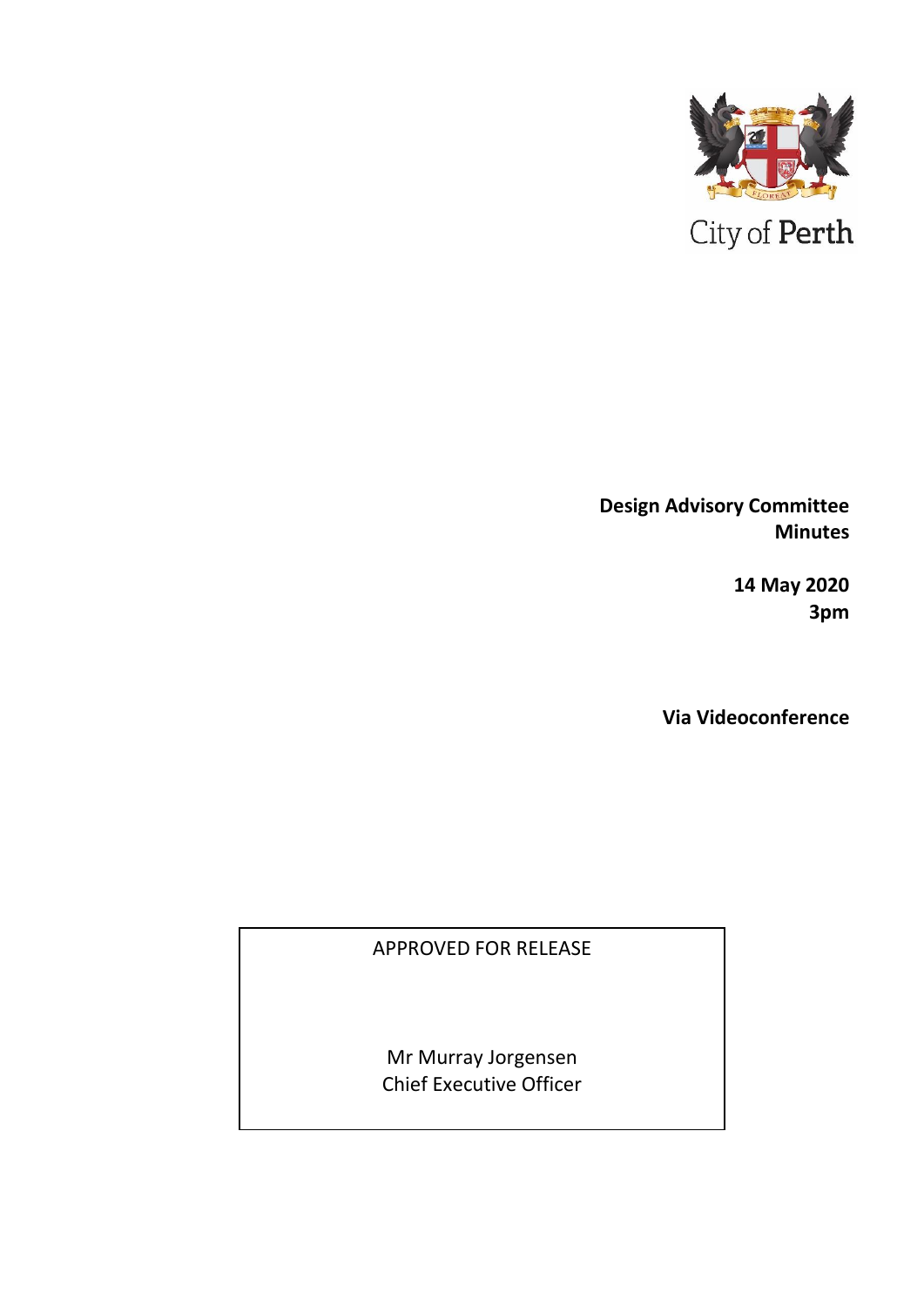City of Perth

**Design Advisory Committee**
**Minutes**

**14 May 2020**
**3pm**

**Via Videoconference**

APPROVED FOR RELEASE

Mr Murray Jorgensen
Chief Executive Officer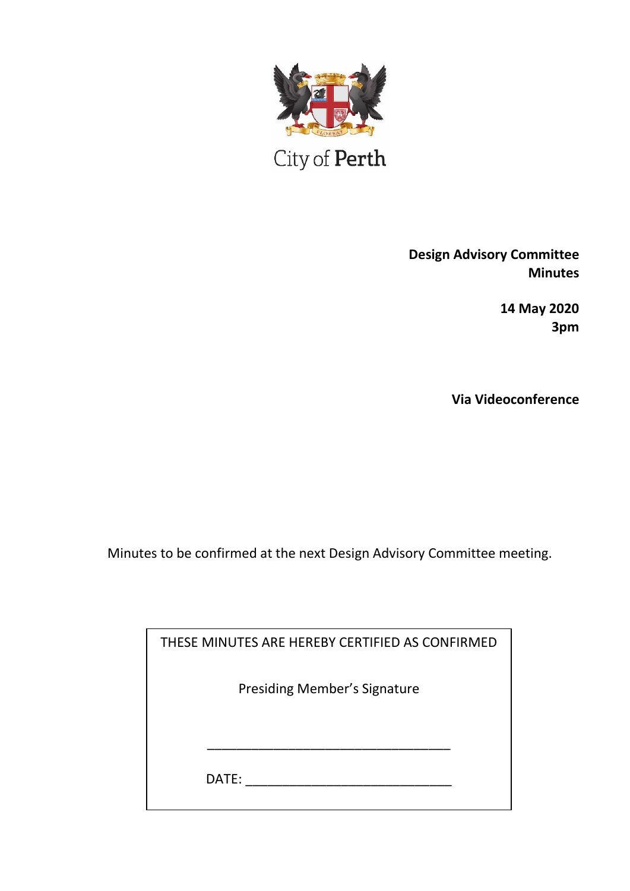City of Perth

**Design Advisory Committee**
**Minutes**

**14 May 2020**
**3pm**

**Via Videoconference**

Minutes to be confirmed at the next Design Advisory Committee meeting.

THESE MINUTES ARE HEREBY CERTIFIED AS CONFIRMED

Presiding Member's Signature

\_\_\_\_\_\_\_\_\_\_\_\_\_\_\_\_\_\_\_\_\_\_\_\_\_\_\_\_\_\_\_\_\_\_

DATE: \_\_\_\_\_\_\_\_\_\_\_\_\_\_\_\_\_\_\_\_\_\_\_\_\_\_\_\_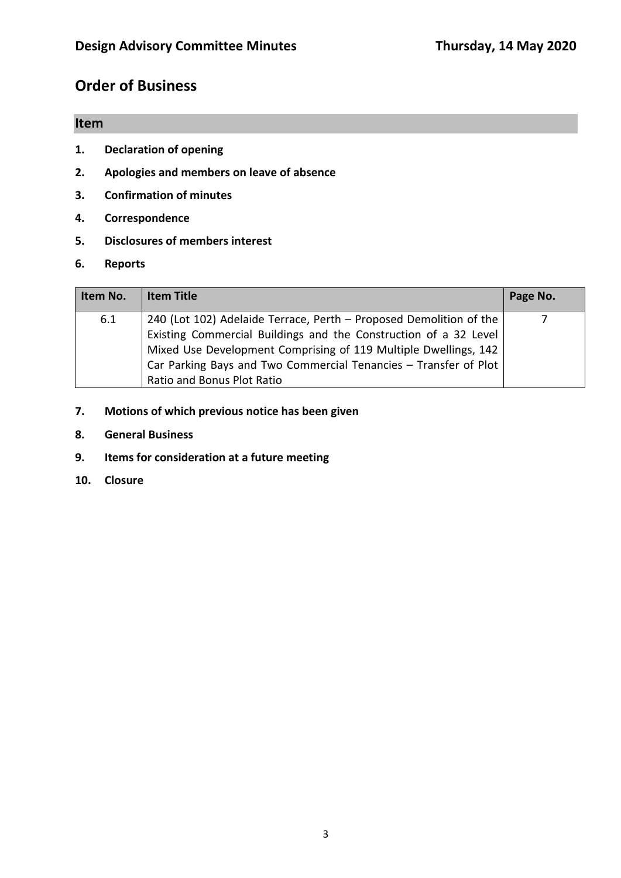# Order of Business

## Item

1. **Declaration of opening**
2. **Apologies and members on leave of absence**
3. **Confirmation of minutes**
4. **Correspondence**
5. **Disclosures of members interest**
6. **Reports**

| Item No. | Item Title | Page No. |
|---|---|---|
| 6.1 | 240 (Lot 102) Adelaide Terrace, Perth – Proposed Demolition of the Existing Commercial Buildings and the Construction of a 32 Level Mixed Use Development Comprising of 119 Multiple Dwellings, 142 Car Parking Bays and Two Commercial Tenancies – Transfer of Plot Ratio and Bonus Plot Ratio | 7 |

7. **Motions of which previous notice has been given**
8. **General Business**
9. **Items for consideration at a future meeting**
10. **Closure**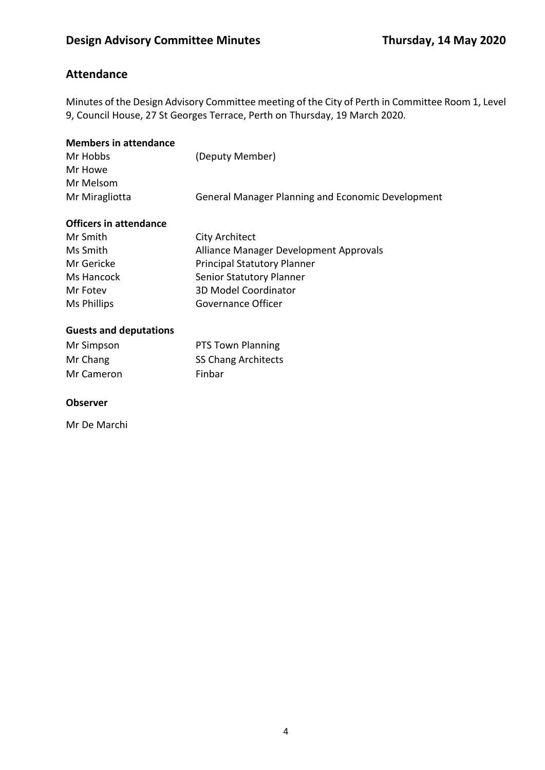## Attendance

Minutes of the Design Advisory Committee meeting of the City of Perth in Committee Room 1, Level 9, Council House, 27 St Georges Terrace, Perth on Thursday, 19 March 2020.

**Members in attendance**

| | |
|---|---|
| Mr Hobbs | (Deputy Member) |
| Mr Howe | |
| Mr Melsom | |
| Mr Miragliotta | General Manager Planning and Economic Development |

**Officers in attendance**

| | |
|---|---|
| Mr Smith | City Architect |
| Ms Smith | Alliance Manager Development Approvals |
| Mr Gericke | Principal Statutory Planner |
| Ms Hancock | Senior Statutory Planner |
| Mr Fotev | 3D Model Coordinator |
| Ms Phillips | Governance Officer |

**Guests and deputations**

| | |
|---|---|
| Mr Simpson | PTS Town Planning |
| Mr Chang | SS Chang Architects |
| Mr Cameron | Finbar |

**Observer**

Mr De Marchi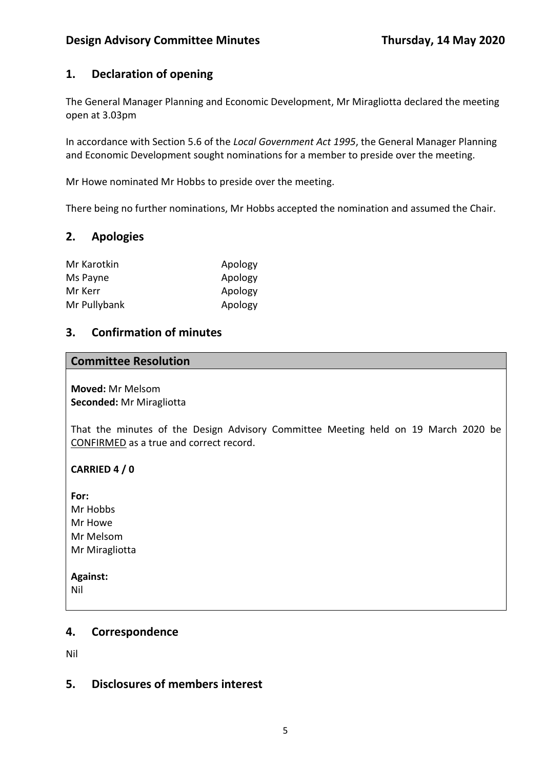## 1. Declaration of opening

The General Manager Planning and Economic Development, Mr Miragliotta declared the meeting open at 3.03pm

In accordance with Section 5.6 of the *Local Government Act 1995*, the General Manager Planning and Economic Development sought nominations for a member to preside over the meeting.

Mr Howe nominated Mr Hobbs to preside over the meeting.

There being no further nominations, Mr Hobbs accepted the nomination and assumed the Chair.

## 2. Apologies

| | |
|---|---|
| Mr Karotkin | Apology |
| Ms Payne | Apology |
| Mr Kerr | Apology |
| Mr Pullybank | Apology |

## 3. Confirmation of minutes

**Committee Resolution**

**Moved:** Mr Melsom
**Seconded:** Mr Miragliotta

That the minutes of the Design Advisory Committee Meeting held on 19 March 2020 be CONFIRMED as a true and correct record.

**CARRIED 4 / 0**

**For:**
Mr Hobbs
Mr Howe
Mr Melsom
Mr Miragliotta

**Against:**
Nil

## 4. Correspondence

Nil

## 5. Disclosures of members interest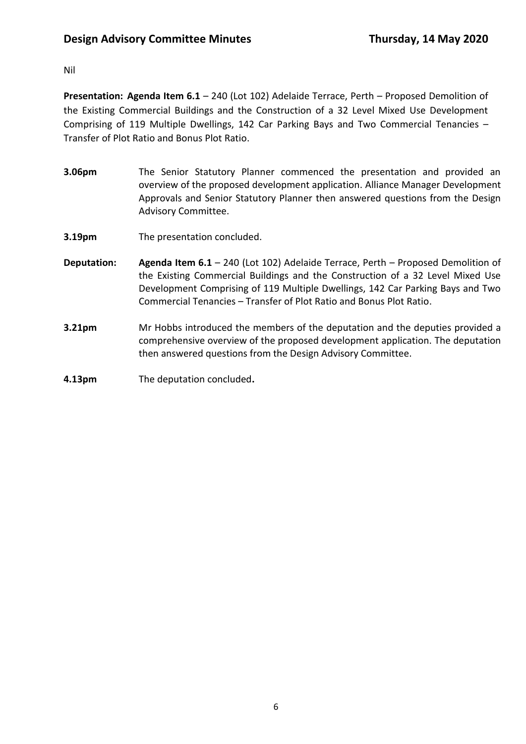Nil

**Presentation: Agenda Item 6.1** – 240 (Lot 102) Adelaide Terrace, Perth – Proposed Demolition of the Existing Commercial Buildings and the Construction of a 32 Level Mixed Use Development Comprising of 119 Multiple Dwellings, 142 Car Parking Bays and Two Commercial Tenancies – Transfer of Plot Ratio and Bonus Plot Ratio.

**3.06pm** The Senior Statutory Planner commenced the presentation and provided an overview of the proposed development application. Alliance Manager Development Approvals and Senior Statutory Planner then answered questions from the Design Advisory Committee.

**3.19pm** The presentation concluded.

**Deputation:** **Agenda Item 6.1** – 240 (Lot 102) Adelaide Terrace, Perth – Proposed Demolition of the Existing Commercial Buildings and the Construction of a 32 Level Mixed Use Development Comprising of 119 Multiple Dwellings, 142 Car Parking Bays and Two Commercial Tenancies – Transfer of Plot Ratio and Bonus Plot Ratio.

**3.21pm** Mr Hobbs introduced the members of the deputation and the deputies provided a comprehensive overview of the proposed development application. The deputation then answered questions from the Design Advisory Committee.

**4.13pm** The deputation concluded**.**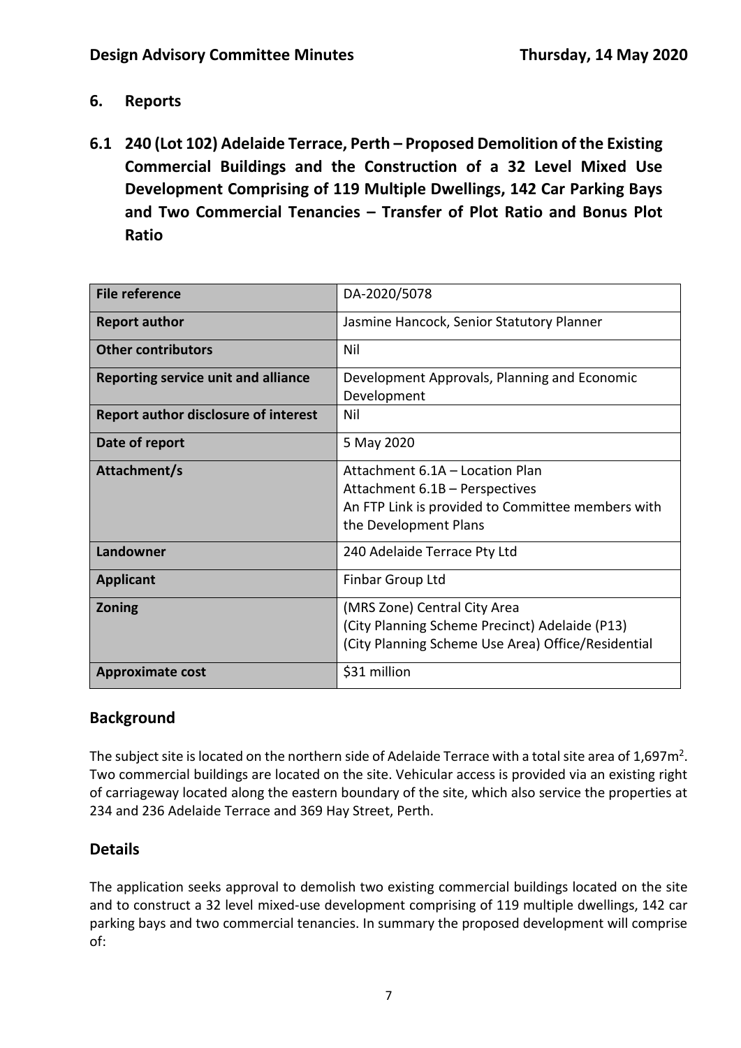## 6. Reports

### 6.1 240 (Lot 102) Adelaide Terrace, Perth – Proposed Demolition of the Existing Commercial Buildings and the Construction of a 32 Level Mixed Use Development Comprising of 119 Multiple Dwellings, 142 Car Parking Bays and Two Commercial Tenancies – Transfer of Plot Ratio and Bonus Plot Ratio

| **File reference** | DA-2020/5078 |
|---|---|
| **Report author** | Jasmine Hancock, Senior Statutory Planner |
| **Other contributors** | Nil |
| **Reporting service unit and alliance** | Development Approvals, Planning and Economic Development |
| **Report author disclosure of interest** | Nil |
| **Date of report** | 5 May 2020 |
| **Attachment/s** | Attachment 6.1A – Location Plan<br>Attachment 6.1B – Perspectives<br>An FTP Link is provided to Committee members with the Development Plans |
| **Landowner** | 240 Adelaide Terrace Pty Ltd |
| **Applicant** | Finbar Group Ltd |
| **Zoning** | (MRS Zone) Central City Area<br>(City Planning Scheme Precinct) Adelaide (P13)<br>(City Planning Scheme Use Area) Office/Residential |
| **Approximate cost** | $31 million |

## Background

The subject site is located on the northern side of Adelaide Terrace with a total site area of 1,697m$^2$. Two commercial buildings are located on the site. Vehicular access is provided via an existing right of carriageway located along the eastern boundary of the site, which also service the properties at 234 and 236 Adelaide Terrace and 369 Hay Street, Perth.

## Details

The application seeks approval to demolish two existing commercial buildings located on the site and to construct a 32 level mixed-use development comprising of 119 multiple dwellings, 142 car parking bays and two commercial tenancies. In summary the proposed development will comprise of: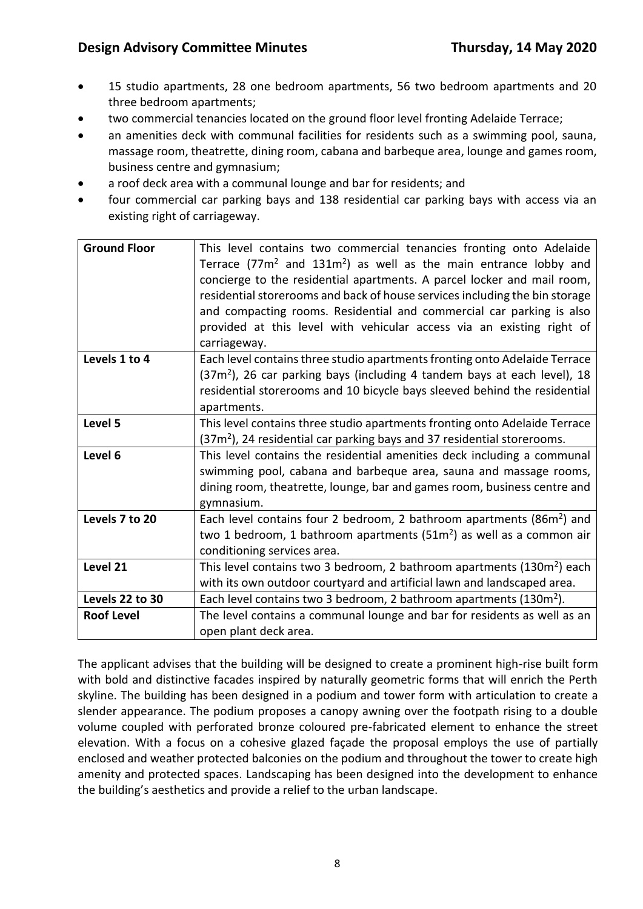- 15 studio apartments, 28 one bedroom apartments, 56 two bedroom apartments and 20 three bedroom apartments;
- two commercial tenancies located on the ground floor level fronting Adelaide Terrace;
- an amenities deck with communal facilities for residents such as a swimming pool, sauna, massage room, theatrette, dining room, cabana and barbeque area, lounge and games room, business centre and gymnasium;
- a roof deck area with a communal lounge and bar for residents; and
- four commercial car parking bays and 138 residential car parking bays with access via an existing right of carriageway.

| **Ground Floor** | This level contains two commercial tenancies fronting onto Adelaide Terrace (77m$^2$ and 131m$^2$) as well as the main entrance lobby and concierge to the residential apartments. A parcel locker and mail room, residential storerooms and back of house services including the bin storage and compacting rooms. Residential and commercial car parking is also provided at this level with vehicular access via an existing right of carriageway. |
|---|---|
| **Levels 1 to 4** | Each level contains three studio apartments fronting onto Adelaide Terrace (37m$^2$), 26 car parking bays (including 4 tandem bays at each level), 18 residential storerooms and 10 bicycle bays sleeved behind the residential apartments. |
| **Level 5** | This level contains three studio apartments fronting onto Adelaide Terrace (37m$^2$), 24 residential car parking bays and 37 residential storerooms. |
| **Level 6** | This level contains the residential amenities deck including a communal swimming pool, cabana and barbeque area, sauna and massage rooms, dining room, theatrette, lounge, bar and games room, business centre and gymnasium. |
| **Levels 7 to 20** | Each level contains four 2 bedroom, 2 bathroom apartments (86m$^2$) and two 1 bedroom, 1 bathroom apartments (51m$^2$) as well as a common air conditioning services area. |
| **Level 21** | This level contains two 3 bedroom, 2 bathroom apartments (130m$^2$) each with its own outdoor courtyard and artificial lawn and landscaped area. |
| **Levels 22 to 30** | Each level contains two 3 bedroom, 2 bathroom apartments (130m$^2$). |
| **Roof Level** | The level contains a communal lounge and bar for residents as well as an open plant deck area. |

The applicant advises that the building will be designed to create a prominent high-rise built form with bold and distinctive facades inspired by naturally geometric forms that will enrich the Perth skyline. The building has been designed in a podium and tower form with articulation to create a slender appearance. The podium proposes a canopy awning over the footpath rising to a double volume coupled with perforated bronze coloured pre-fabricated element to enhance the street elevation. With a focus on a cohesive glazed façade the proposal employs the use of partially enclosed and weather protected balconies on the podium and throughout the tower to create high amenity and protected spaces. Landscaping has been designed into the development to enhance the building's aesthetics and provide a relief to the urban landscape.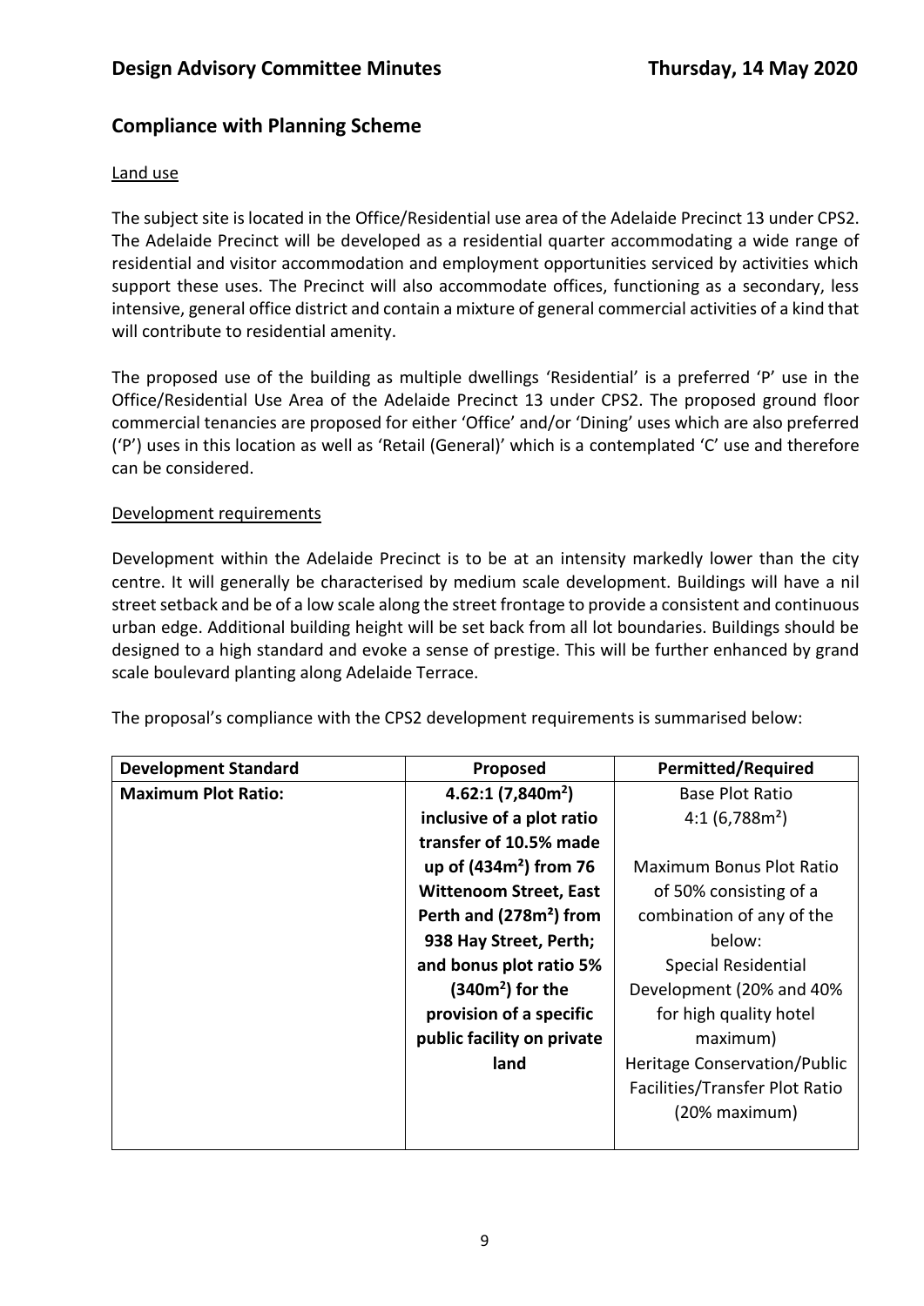## Compliance with Planning Scheme

### Land use

The subject site is located in the Office/Residential use area of the Adelaide Precinct 13 under CPS2. The Adelaide Precinct will be developed as a residential quarter accommodating a wide range of residential and visitor accommodation and employment opportunities serviced by activities which support these uses. The Precinct will also accommodate offices, functioning as a secondary, less intensive, general office district and contain a mixture of general commercial activities of a kind that will contribute to residential amenity.

The proposed use of the building as multiple dwellings 'Residential' is a preferred 'P' use in the Office/Residential Use Area of the Adelaide Precinct 13 under CPS2. The proposed ground floor commercial tenancies are proposed for either 'Office' and/or 'Dining' uses which are also preferred ('P') uses in this location as well as 'Retail (General)' which is a contemplated 'C' use and therefore can be considered.

### Development requirements

Development within the Adelaide Precinct is to be at an intensity markedly lower than the city centre. It will generally be characterised by medium scale development. Buildings will have a nil street setback and be of a low scale along the street frontage to provide a consistent and continuous urban edge. Additional building height will be set back from all lot boundaries. Buildings should be designed to a high standard and evoke a sense of prestige. This will be further enhanced by grand scale boulevard planting along Adelaide Terrace.

The proposal's compliance with the CPS2 development requirements is summarised below:

| Development Standard | Proposed | Permitted/Required |
|---|---|---|
| **Maximum Plot Ratio:** | **4.62:1 (7,840m$^2$) inclusive of a plot ratio transfer of 10.5% made up of (434m$^2$) from 76 Wittenoom Street, East Perth and (278m$^2$) from 938 Hay Street, Perth; and bonus plot ratio 5% (340m$^2$) for the provision of a specific public facility on private land** | Base Plot Ratio 4:1 (6,788m$^2$)<br><br>Maximum Bonus Plot Ratio of 50% consisting of a combination of any of the below:<br>Special Residential Development (20% and 40% for high quality hotel maximum)<br>Heritage Conservation/Public Facilities/Transfer Plot Ratio (20% maximum) |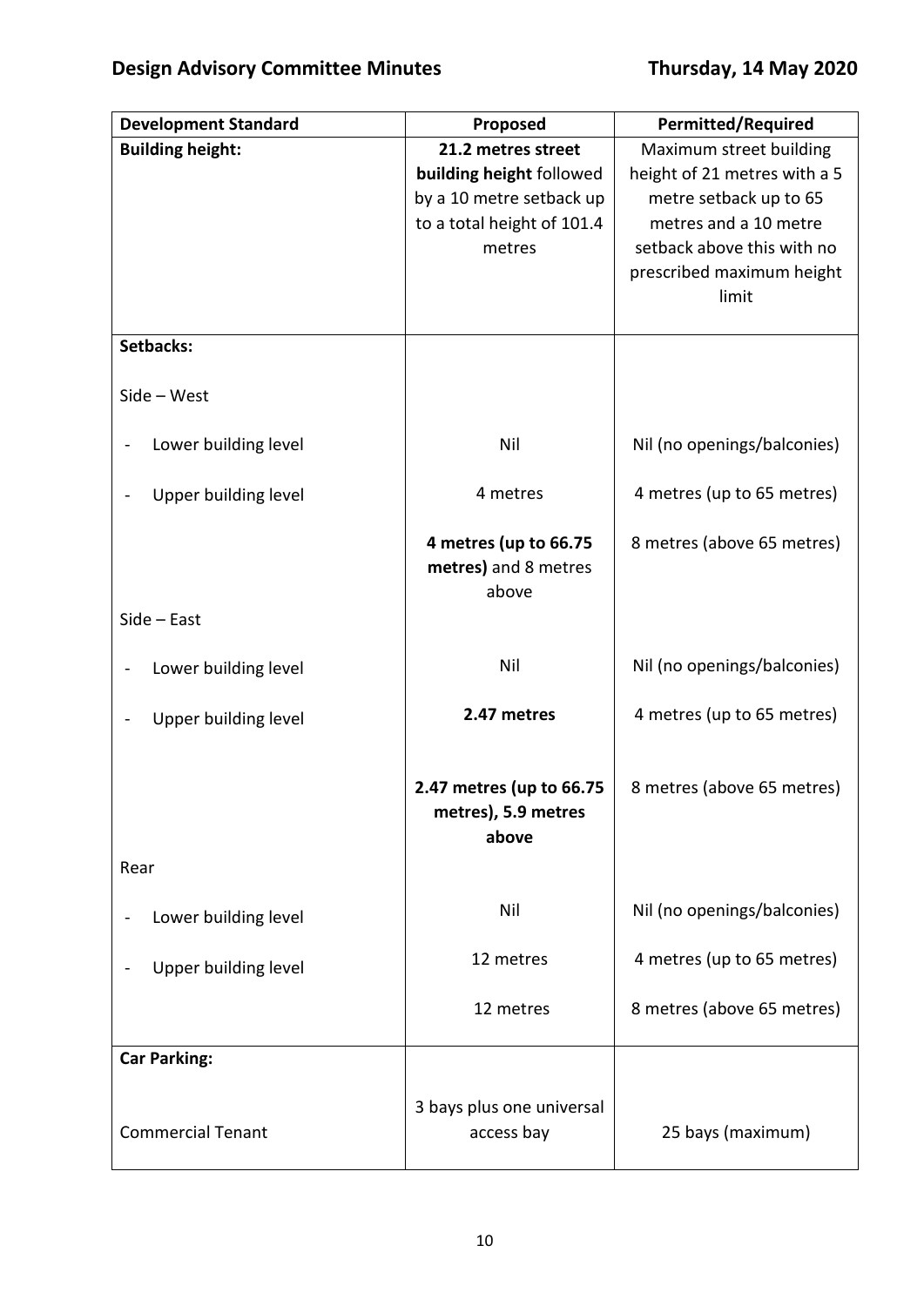| Development Standard | Proposed | Permitted/Required |
| --- | --- | --- |
| **Building height:** | **21.2 metres street building height** followed by a 10 metre setback up to a total height of 101.4 metres | Maximum street building height of 21 metres with a 5 metre setback up to 65 metres and a 10 metre setback above this with no prescribed maximum height limit |
| **Setbacks:** | | |
| Side – West | | |
| - Lower building level | Nil | Nil (no openings/balconies) |
| - Upper building level | 4 metres | 4 metres (up to 65 metres) |
| | **4 metres (up to 66.75 metres)** and 8 metres above | 8 metres (above 65 metres) |
| Side – East | | |
| - Lower building level | Nil | Nil (no openings/balconies) |
| - Upper building level | **2.47 metres** | 4 metres (up to 65 metres) |
| | **2.47 metres (up to 66.75 metres), 5.9 metres above** | 8 metres (above 65 metres) |
| Rear | | |
| - Lower building level | Nil | Nil (no openings/balconies) |
| - Upper building level | 12 metres | 4 metres (up to 65 metres) |
| | 12 metres | 8 metres (above 65 metres) |
| **Car Parking:** | | |
| Commercial Tenant | 3 bays plus one universal access bay | 25 bays (maximum) |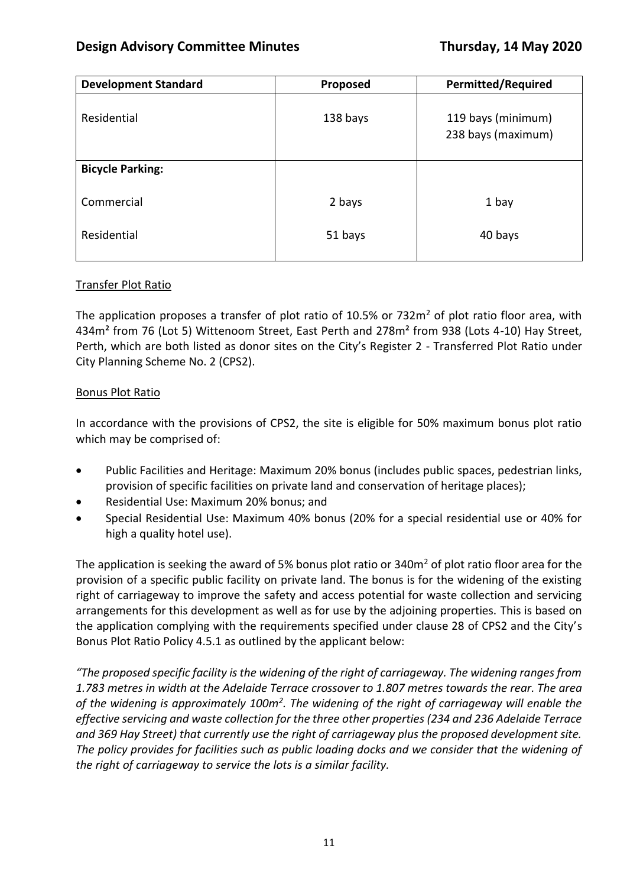| Development Standard | Proposed | Permitted/Required |
|---|---|---|
| Residential | 138 bays | 119 bays (minimum)<br>238 bays (maximum) |
| **Bicycle Parking:** | | |
| Commercial | 2 bays | 1 bay |
| Residential | 51 bays | 40 bays |

Transfer Plot Ratio

The application proposes a transfer of plot ratio of 10.5% or 732m² of plot ratio floor area, with 434m² from 76 (Lot 5) Wittenoom Street, East Perth and 278m² from 938 (Lots 4-10) Hay Street, Perth, which are both listed as donor sites on the City's Register 2 - Transferred Plot Ratio under City Planning Scheme No. 2 (CPS2).

Bonus Plot Ratio

In accordance with the provisions of CPS2, the site is eligible for 50% maximum bonus plot ratio which may be comprised of:

- Public Facilities and Heritage: Maximum 20% bonus (includes public spaces, pedestrian links, provision of specific facilities on private land and conservation of heritage places);
- Residential Use: Maximum 20% bonus; and
- Special Residential Use: Maximum 40% bonus (20% for a special residential use or 40% for high a quality hotel use).

The application is seeking the award of 5% bonus plot ratio or 340m² of plot ratio floor area for the provision of a specific public facility on private land. The bonus is for the widening of the existing right of carriageway to improve the safety and access potential for waste collection and servicing arrangements for this development as well as for use by the adjoining properties. This is based on the application complying with the requirements specified under clause 28 of CPS2 and the City's Bonus Plot Ratio Policy 4.5.1 as outlined by the applicant below:

*"The proposed specific facility is the widening of the right of carriageway. The widening ranges from 1.783 metres in width at the Adelaide Terrace crossover to 1.807 metres towards the rear. The area of the widening is approximately 100m². The widening of the right of carriageway will enable the effective servicing and waste collection for the three other properties (234 and 236 Adelaide Terrace and 369 Hay Street) that currently use the right of carriageway plus the proposed development site. The policy provides for facilities such as public loading docks and we consider that the widening of the right of carriageway to service the lots is a similar facility.*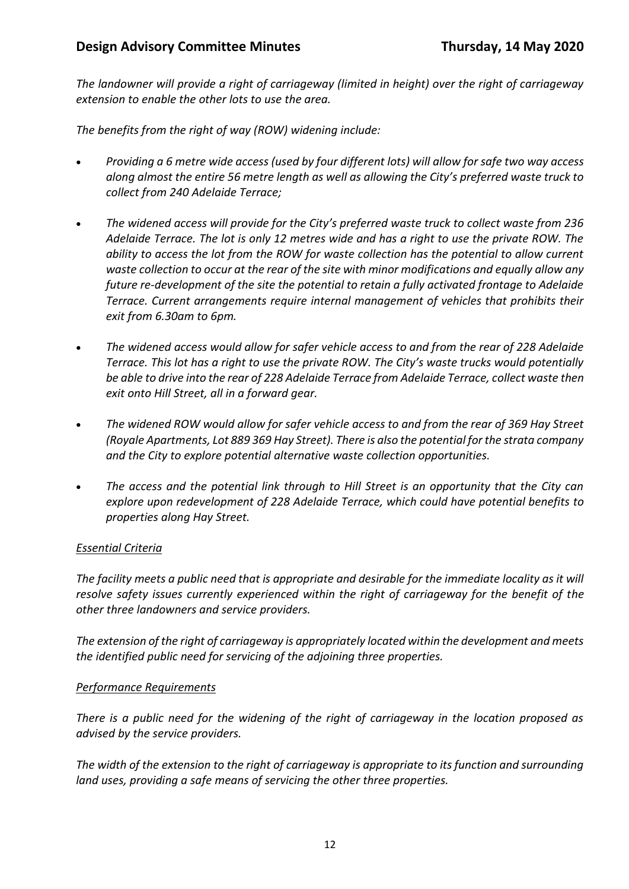*The landowner will provide a right of carriageway (limited in height) over the right of carriageway extension to enable the other lots to use the area.*

*The benefits from the right of way (ROW) widening include:*

- *Providing a 6 metre wide access (used by four different lots) will allow for safe two way access along almost the entire 56 metre length as well as allowing the City's preferred waste truck to collect from 240 Adelaide Terrace;*

- *The widened access will provide for the City's preferred waste truck to collect waste from 236 Adelaide Terrace. The lot is only 12 metres wide and has a right to use the private ROW. The ability to access the lot from the ROW for waste collection has the potential to allow current waste collection to occur at the rear of the site with minor modifications and equally allow any future re-development of the site the potential to retain a fully activated frontage to Adelaide Terrace. Current arrangements require internal management of vehicles that prohibits their exit from 6.30am to 6pm.*

- *The widened access would allow for safer vehicle access to and from the rear of 228 Adelaide Terrace. This lot has a right to use the private ROW. The City's waste trucks would potentially be able to drive into the rear of 228 Adelaide Terrace from Adelaide Terrace, collect waste then exit onto Hill Street, all in a forward gear.*

- *The widened ROW would allow for safer vehicle access to and from the rear of 369 Hay Street (Royale Apartments, Lot 889 369 Hay Street). There is also the potential for the strata company and the City to explore potential alternative waste collection opportunities.*

- *The access and the potential link through to Hill Street is an opportunity that the City can explore upon redevelopment of 228 Adelaide Terrace, which could have potential benefits to properties along Hay Street.*

*<u>Essential Criteria</u>*

*The facility meets a public need that is appropriate and desirable for the immediate locality as it will resolve safety issues currently experienced within the right of carriageway for the benefit of the other three landowners and service providers.*

*The extension of the right of carriageway is appropriately located within the development and meets the identified public need for servicing of the adjoining three properties.*

*<u>Performance Requirements</u>*

*There is a public need for the widening of the right of carriageway in the location proposed as advised by the service providers.*

*The width of the extension to the right of carriageway is appropriate to its function and surrounding land uses, providing a safe means of servicing the other three properties.*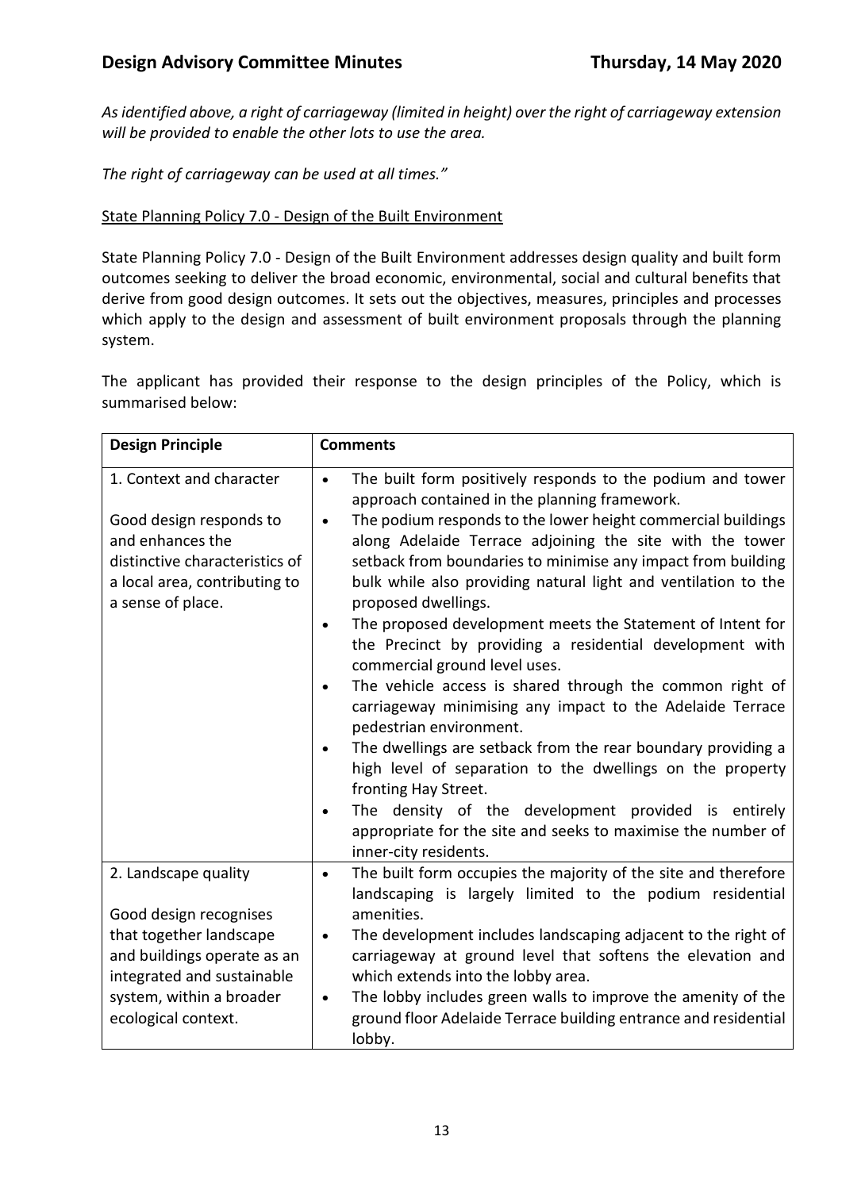*As identified above, a right of carriageway (limited in height) over the right of carriageway extension will be provided to enable the other lots to use the area.*

*The right of carriageway can be used at all times."*

State Planning Policy 7.0 - Design of the Built Environment

State Planning Policy 7.0 - Design of the Built Environment addresses design quality and built form outcomes seeking to deliver the broad economic, environmental, social and cultural benefits that derive from good design outcomes. It sets out the objectives, measures, principles and processes which apply to the design and assessment of built environment proposals through the planning system.

The applicant has provided their response to the design principles of the Policy, which is summarised below:

| **Design Principle** | **Comments** |
|---|---|
| 1. Context and character<br><br>Good design responds to and enhances the distinctive characteristics of a local area, contributing to a sense of place. | • The built form positively responds to the podium and tower approach contained in the planning framework.<br>• The podium responds to the lower height commercial buildings along Adelaide Terrace adjoining the site with the tower setback from boundaries to minimise any impact from building bulk while also providing natural light and ventilation to the proposed dwellings.<br>• The proposed development meets the Statement of Intent for the Precinct by providing a residential development with commercial ground level uses.<br>• The vehicle access is shared through the common right of carriageway minimising any impact to the Adelaide Terrace pedestrian environment.<br>• The dwellings are setback from the rear boundary providing a high level of separation to the dwellings on the property fronting Hay Street.<br>• The density of the development provided is entirely appropriate for the site and seeks to maximise the number of inner-city residents. |
| 2. Landscape quality<br><br>Good design recognises that together landscape and buildings operate as an integrated and sustainable system, within a broader ecological context. | • The built form occupies the majority of the site and therefore landscaping is largely limited to the podium residential amenities.<br>• The development includes landscaping adjacent to the right of carriageway at ground level that softens the elevation and which extends into the lobby area.<br>• The lobby includes green walls to improve the amenity of the ground floor Adelaide Terrace building entrance and residential lobby. |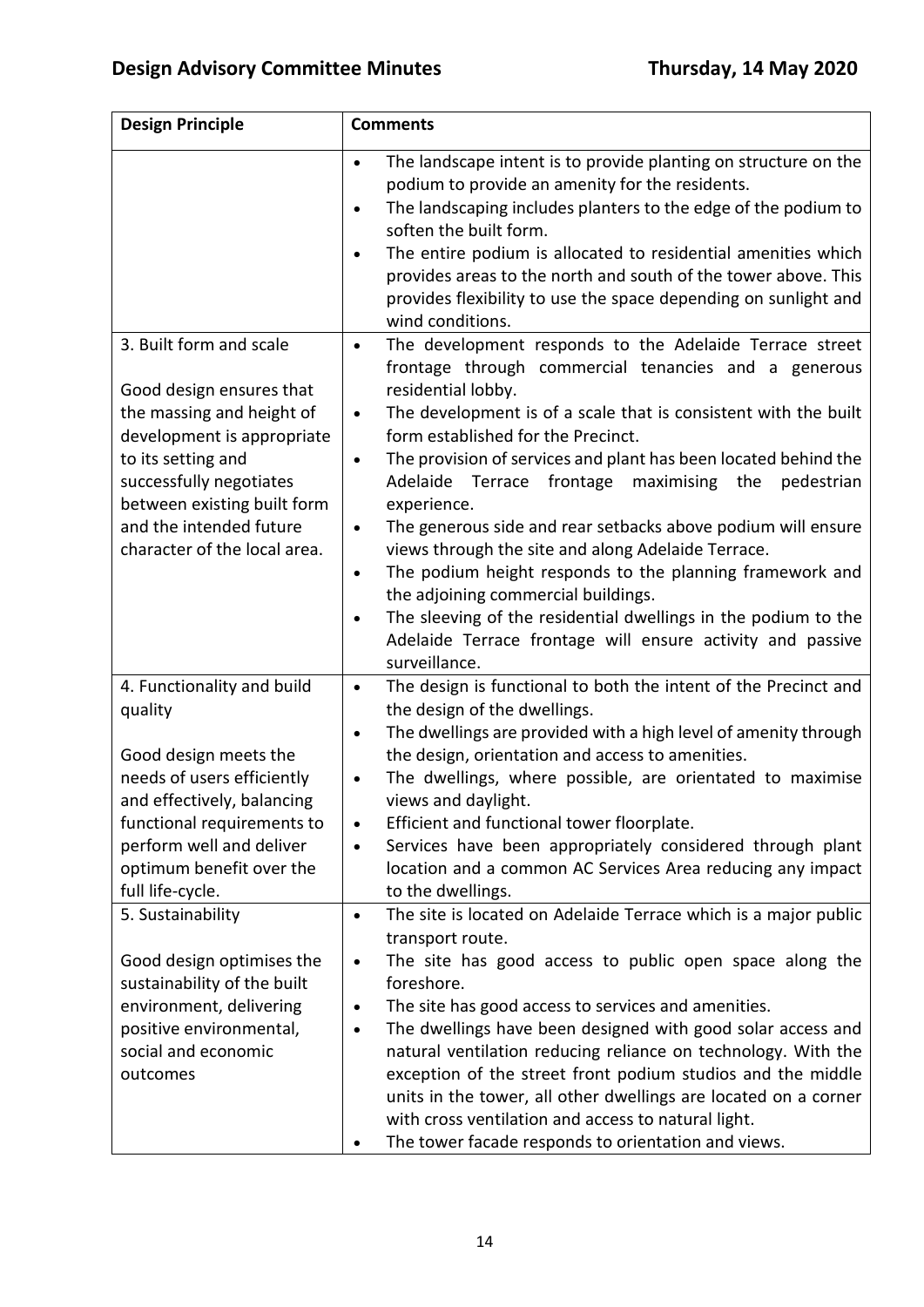| Design Principle | Comments |
|---|---|
| | • The landscape intent is to provide planting on structure on the podium to provide an amenity for the residents.<br>• The landscaping includes planters to the edge of the podium to soften the built form.<br>• The entire podium is allocated to residential amenities which provides areas to the north and south of the tower above. This provides flexibility to use the space depending on sunlight and wind conditions. |
| 3. Built form and scale<br><br>Good design ensures that the massing and height of development is appropriate to its setting and successfully negotiates between existing built form and the intended future character of the local area. | • The development responds to the Adelaide Terrace street frontage through commercial tenancies and a generous residential lobby.<br>• The development is of a scale that is consistent with the built form established for the Precinct.<br>• The provision of services and plant has been located behind the Adelaide Terrace frontage maximising the pedestrian experience.<br>• The generous side and rear setbacks above podium will ensure views through the site and along Adelaide Terrace.<br>• The podium height responds to the planning framework and the adjoining commercial buildings.<br>• The sleeving of the residential dwellings in the podium to the Adelaide Terrace frontage will ensure activity and passive surveillance. |
| 4. Functionality and build quality<br><br>Good design meets the needs of users efficiently and effectively, balancing functional requirements to perform well and deliver optimum benefit over the full life-cycle. | • The design is functional to both the intent of the Precinct and the design of the dwellings.<br>• The dwellings are provided with a high level of amenity through the design, orientation and access to amenities.<br>• The dwellings, where possible, are orientated to maximise views and daylight.<br>• Efficient and functional tower floorplate.<br>• Services have been appropriately considered through plant location and a common AC Services Area reducing any impact to the dwellings. |
| 5. Sustainability<br><br>Good design optimises the sustainability of the built environment, delivering positive environmental, social and economic outcomes | • The site is located on Adelaide Terrace which is a major public transport route.<br>• The site has good access to public open space along the foreshore.<br>• The site has good access to services and amenities.<br>• The dwellings have been designed with good solar access and natural ventilation reducing reliance on technology. With the exception of the street front podium studios and the middle units in the tower, all other dwellings are located on a corner with cross ventilation and access to natural light.<br>• The tower facade responds to orientation and views. |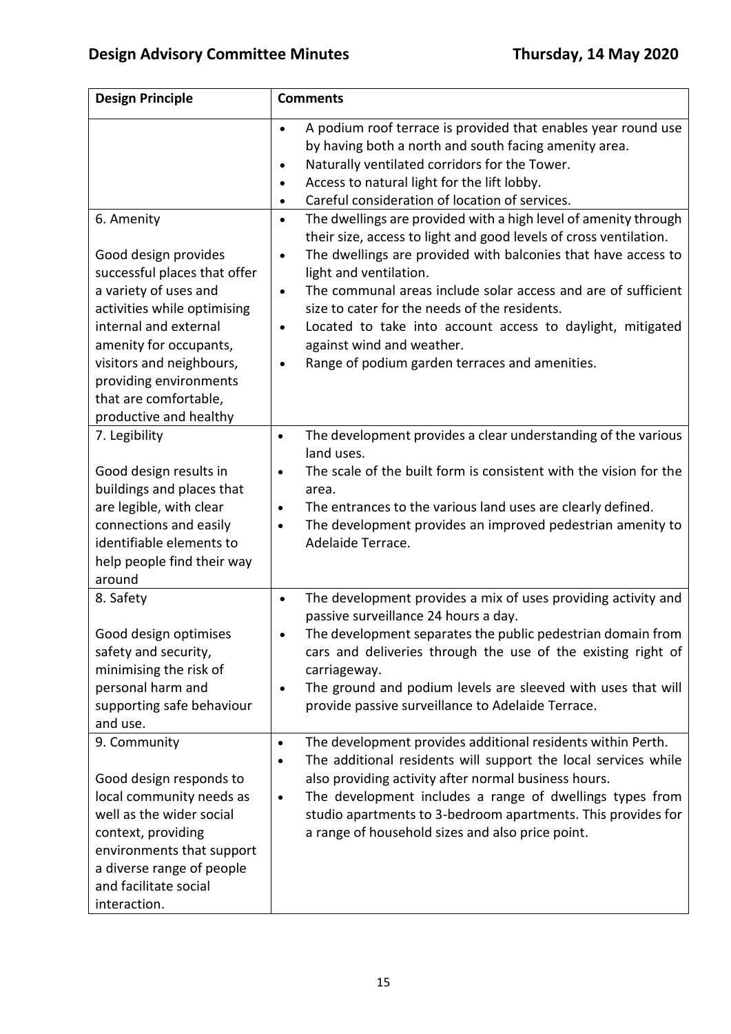| Design Principle | Comments |
|---|---|
| | • A podium roof terrace is provided that enables year round use by having both a north and south facing amenity area.<br>• Naturally ventilated corridors for the Tower.<br>• Access to natural light for the lift lobby.<br>• Careful consideration of location of services. |
| 6. Amenity<br><br>Good design provides successful places that offer a variety of uses and activities while optimising internal and external amenity for occupants, visitors and neighbours, providing environments that are comfortable, productive and healthy | • The dwellings are provided with a high level of amenity through their size, access to light and good levels of cross ventilation.<br>• The dwellings are provided with balconies that have access to light and ventilation.<br>• The communal areas include solar access and are of sufficient size to cater for the needs of the residents.<br>• Located to take into account access to daylight, mitigated against wind and weather.<br>• Range of podium garden terraces and amenities. |
| 7. Legibility<br><br>Good design results in buildings and places that are legible, with clear connections and easily identifiable elements to help people find their way around | • The development provides a clear understanding of the various land uses.<br>• The scale of the built form is consistent with the vision for the area.<br>• The entrances to the various land uses are clearly defined.<br>• The development provides an improved pedestrian amenity to Adelaide Terrace. |
| 8. Safety<br><br>Good design optimises safety and security, minimising the risk of personal harm and supporting safe behaviour and use. | • The development provides a mix of uses providing activity and passive surveillance 24 hours a day.<br>• The development separates the public pedestrian domain from cars and deliveries through the use of the existing right of carriageway.<br>• The ground and podium levels are sleeved with uses that will provide passive surveillance to Adelaide Terrace. |
| 9. Community<br><br>Good design responds to local community needs as well as the wider social context, providing environments that support a diverse range of people and facilitate social interaction. | • The development provides additional residents within Perth.<br>• The additional residents will support the local services while also providing activity after normal business hours.<br>• The development includes a range of dwellings types from studio apartments to 3-bedroom apartments. This provides for a range of household sizes and also price point. |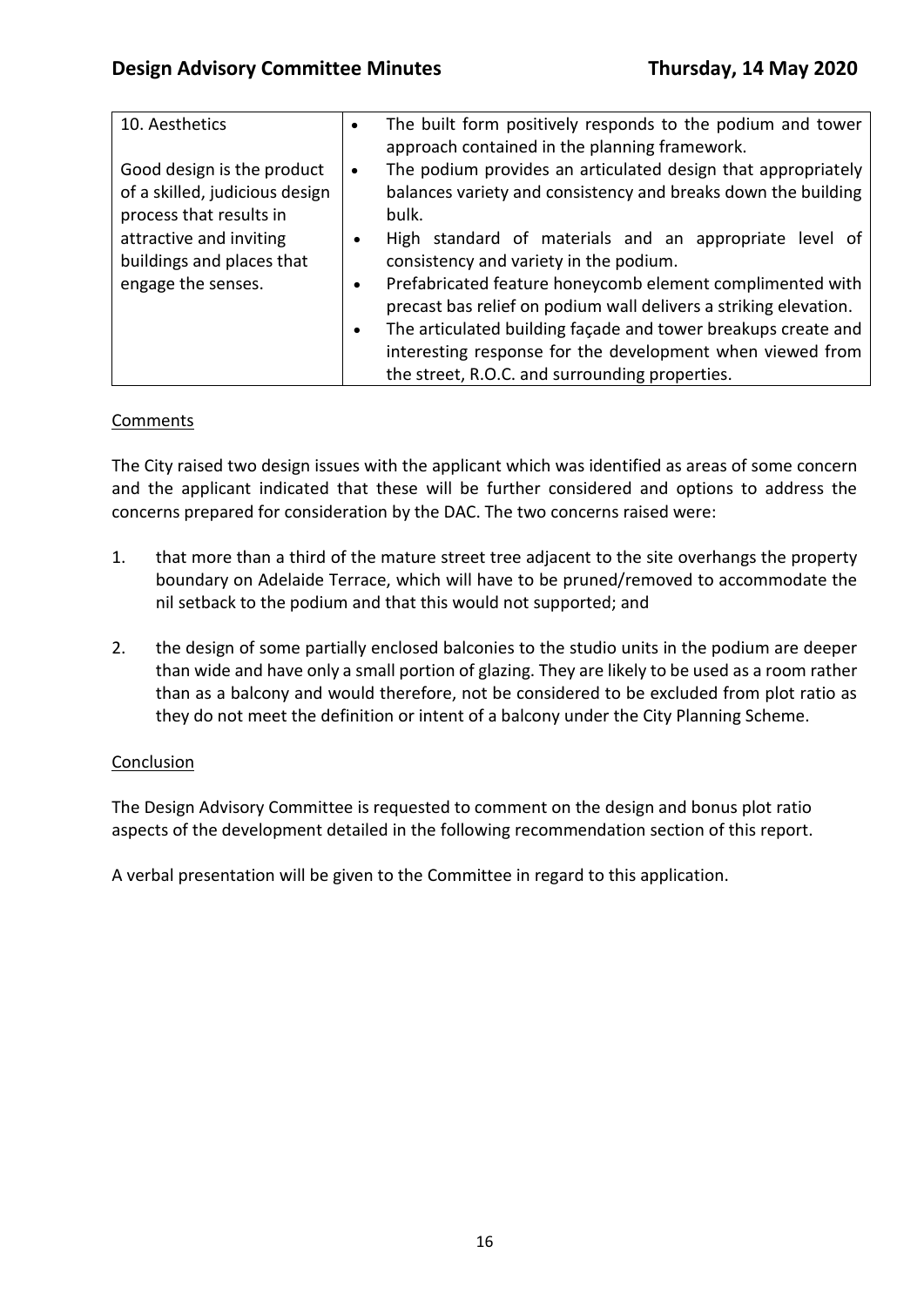| 10. Aesthetics<br><br>Good design is the product of a skilled, judicious design process that results in attractive and inviting buildings and places that engage the senses. | • The built form positively responds to the podium and tower approach contained in the planning framework.<br>• The podium provides an articulated design that appropriately balances variety and consistency and breaks down the building bulk.<br>• High standard of materials and an appropriate level of consistency and variety in the podium.<br>• Prefabricated feature honeycomb element complimented with precast bas relief on podium wall delivers a striking elevation.<br>• The articulated building façade and tower breakups create and interesting response for the development when viewed from the street, R.O.C. and surrounding properties. |
|---|---|

<u>Comments</u>

The City raised two design issues with the applicant which was identified as areas of some concern and the applicant indicated that these will be further considered and options to address the concerns prepared for consideration by the DAC. The two concerns raised were:

1. that more than a third of the mature street tree adjacent to the site overhangs the property boundary on Adelaide Terrace, which will have to be pruned/removed to accommodate the nil setback to the podium and that this would not supported; and

2. the design of some partially enclosed balconies to the studio units in the podium are deeper than wide and have only a small portion of glazing. They are likely to be used as a room rather than as a balcony and would therefore, not be considered to be excluded from plot ratio as they do not meet the definition or intent of a balcony under the City Planning Scheme.

<u>Conclusion</u>

The Design Advisory Committee is requested to comment on the design and bonus plot ratio aspects of the development detailed in the following recommendation section of this report.

A verbal presentation will be given to the Committee in regard to this application.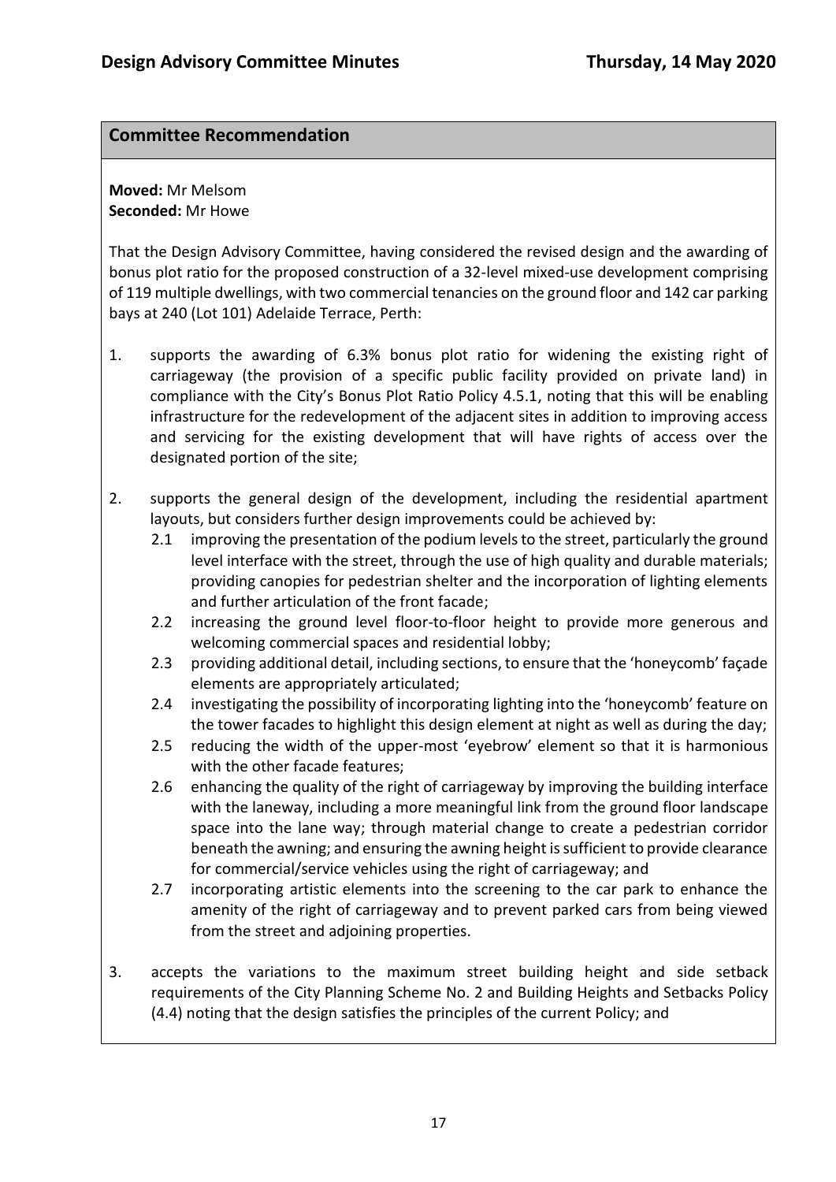## Committee Recommendation

**Moved:** Mr Melsom
**Seconded:** Mr Howe

That the Design Advisory Committee, having considered the revised design and the awarding of bonus plot ratio for the proposed construction of a 32-level mixed-use development comprising of 119 multiple dwellings, with two commercial tenancies on the ground floor and 142 car parking bays at 240 (Lot 101) Adelaide Terrace, Perth:

1. supports the awarding of 6.3% bonus plot ratio for widening the existing right of carriageway (the provision of a specific public facility provided on private land) in compliance with the City's Bonus Plot Ratio Policy 4.5.1, noting that this will be enabling infrastructure for the redevelopment of the adjacent sites in addition to improving access and servicing for the existing development that will have rights of access over the designated portion of the site;

2. supports the general design of the development, including the residential apartment layouts, but considers further design improvements could be achieved by:
   2.1 improving the presentation of the podium levels to the street, particularly the ground level interface with the street, through the use of high quality and durable materials; providing canopies for pedestrian shelter and the incorporation of lighting elements and further articulation of the front facade;
   2.2 increasing the ground level floor-to-floor height to provide more generous and welcoming commercial spaces and residential lobby;
   2.3 providing additional detail, including sections, to ensure that the 'honeycomb' façade elements are appropriately articulated;
   2.4 investigating the possibility of incorporating lighting into the 'honeycomb' feature on the tower facades to highlight this design element at night as well as during the day;
   2.5 reducing the width of the upper-most 'eyebrow' element so that it is harmonious with the other facade features;
   2.6 enhancing the quality of the right of carriageway by improving the building interface with the laneway, including a more meaningful link from the ground floor landscape space into the lane way; through material change to create a pedestrian corridor beneath the awning; and ensuring the awning height is sufficient to provide clearance for commercial/service vehicles using the right of carriageway; and
   2.7 incorporating artistic elements into the screening to the car park to enhance the amenity of the right of carriageway and to prevent parked cars from being viewed from the street and adjoining properties.

3. accepts the variations to the maximum street building height and side setback requirements of the City Planning Scheme No. 2 and Building Heights and Setbacks Policy (4.4) noting that the design satisfies the principles of the current Policy; and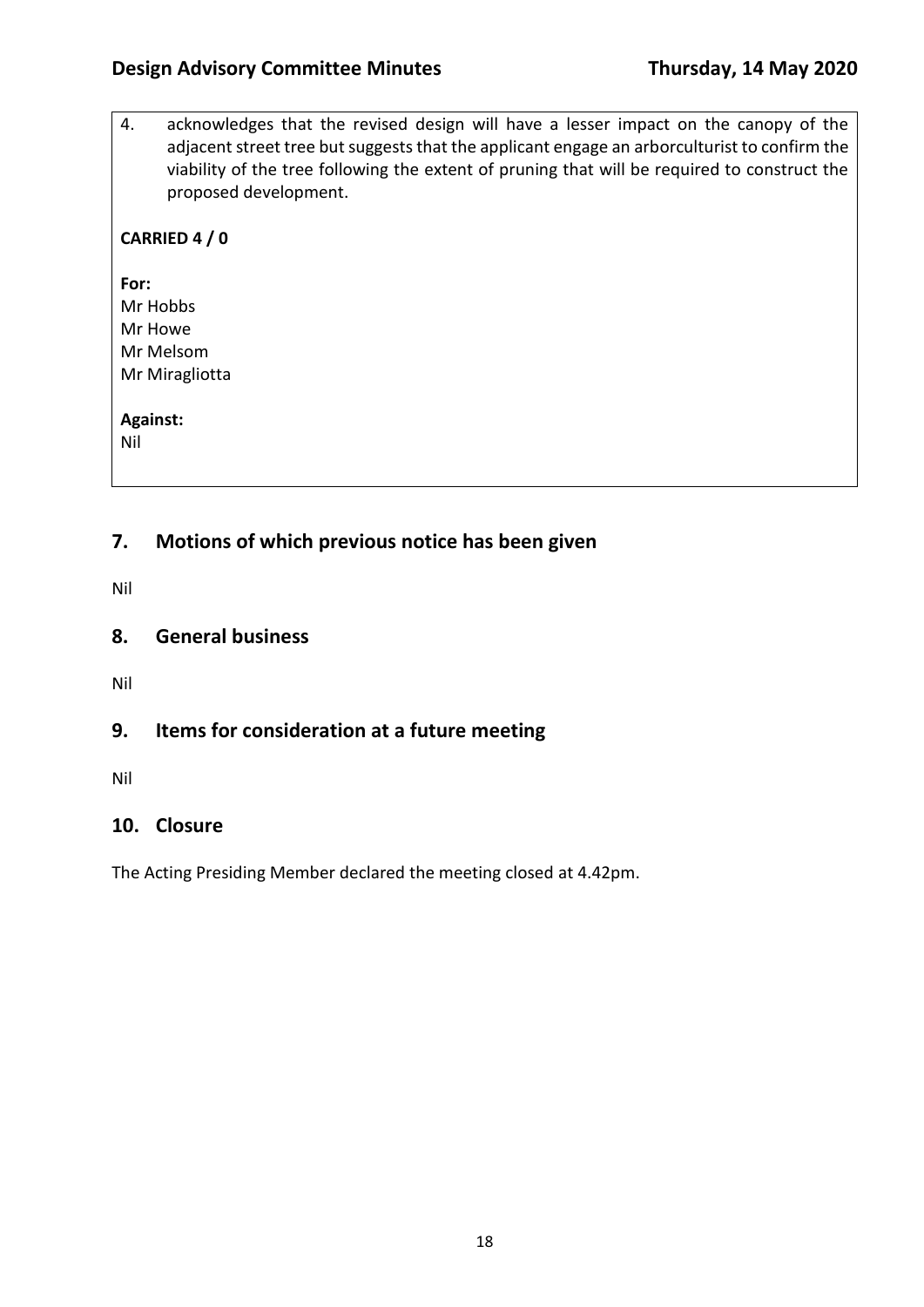4. acknowledges that the revised design will have a lesser impact on the canopy of the adjacent street tree but suggests that the applicant engage an arborculturist to confirm the viability of the tree following the extent of pruning that will be required to construct the proposed development.

**CARRIED 4 / 0**

**For:**
Mr Hobbs
Mr Howe
Mr Melsom
Mr Miragliotta

**Against:**
Nil

## 7. Motions of which previous notice has been given

Nil

## 8. General business

Nil

## 9. Items for consideration at a future meeting

Nil

## 10. Closure

The Acting Presiding Member declared the meeting closed at 4.42pm.